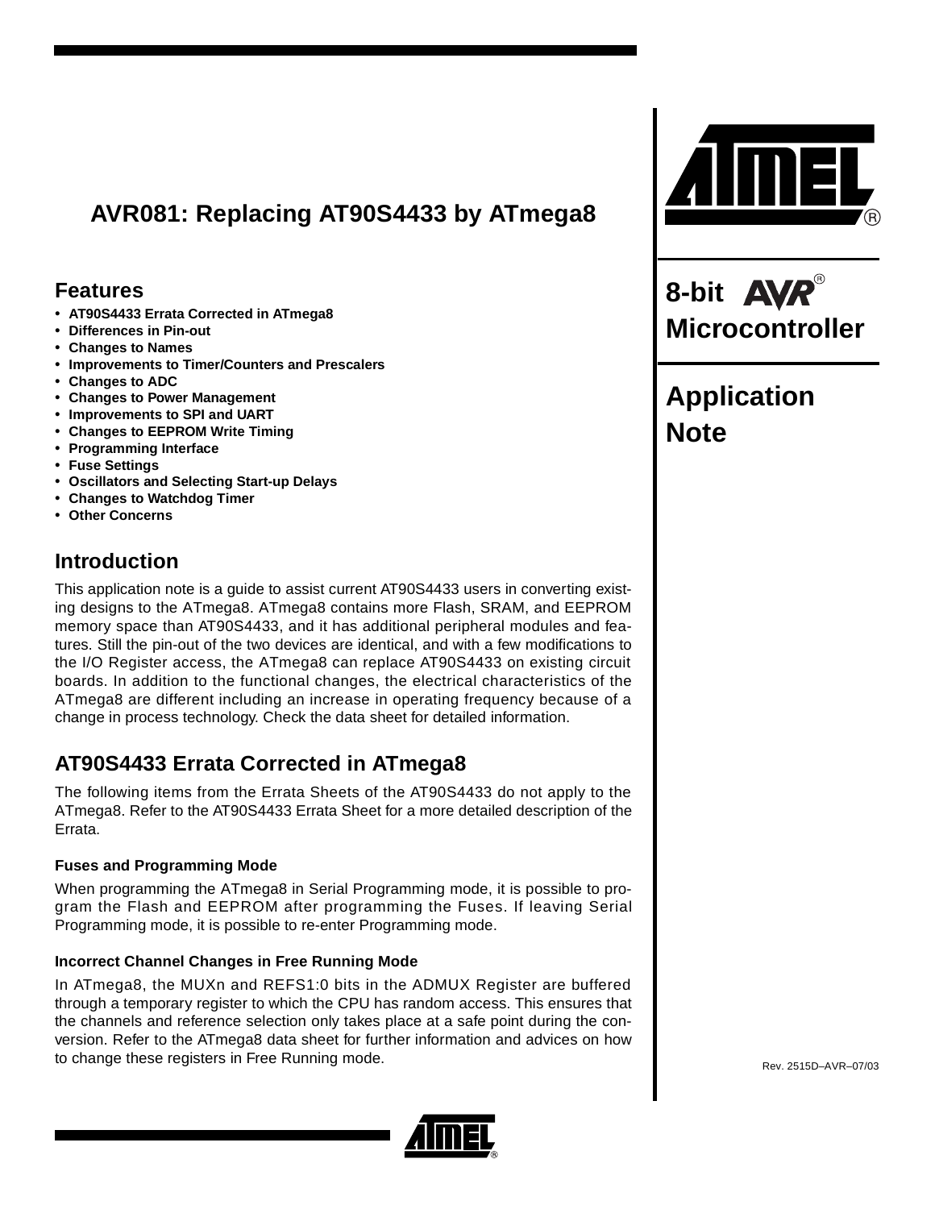# AVR081: Replacing AT90S4433 by ATmega8

8-bit AVR® Microcontroller

Application Note

## Features

- **AT90S4433 Errata Corrected in ATmega8**
- **Differences in Pin-out**
- **Changes to Names**
- **Improvements to Timer/Counters and Prescalers**
- **Changes to ADC**
- **Changes to Power Management**
- **Improvements to SPI and UART**
- **Changes to EEPROM Write Timing**
- **Programming Interface**
- **Fuse Settings**
- **Oscillators and Selecting Start-up Delays**
- **Changes to Watchdog Timer**
- **Other Concerns**

## Introduction

This application note is a guide to assist current AT90S4433 users in converting existing designs to the ATmega8. ATmega8 contains more Flash, SRAM, and EEPROM memory space than AT90S4433, and it has additional peripheral modules and features. Still the pin-out of the two devices are identical, and with a few modifications to the I/O Register access, the ATmega8 can replace AT90S4433 on existing circuit boards. In addition to the functional changes, the electrical characteristics of the ATmega8 are different including an increase in operating frequency because of a change in process technology. Check the data sheet for detailed information.

## AT90S4433 Errata Corrected in ATmega8

The following items from the Errata Sheets of the AT90S4433 do not apply to the ATmega8. Refer to the AT90S4433 Errata Sheet for a more detailed description of the Errata.

### Fuses and Programming Mode

When programming the ATmega8 in Serial Programming mode, it is possible to program the Flash and EEPROM after programming the Fuses. If leaving Serial Programming mode, it is possible to re-enter Programming mode.

### Incorrect Channel Changes in Free Running Mode

In ATmega8, the MUXn and REFS1:0 bits in the ADMUX Register are buffered through a temporary register to which the CPU has random access. This ensures that the channels and reference selection only takes place at a safe point during the conversion. Refer to the ATmega8 data sheet for further information and advices on how to change these registers in Free Running mode.

Rev. 2515D–AVR–07/03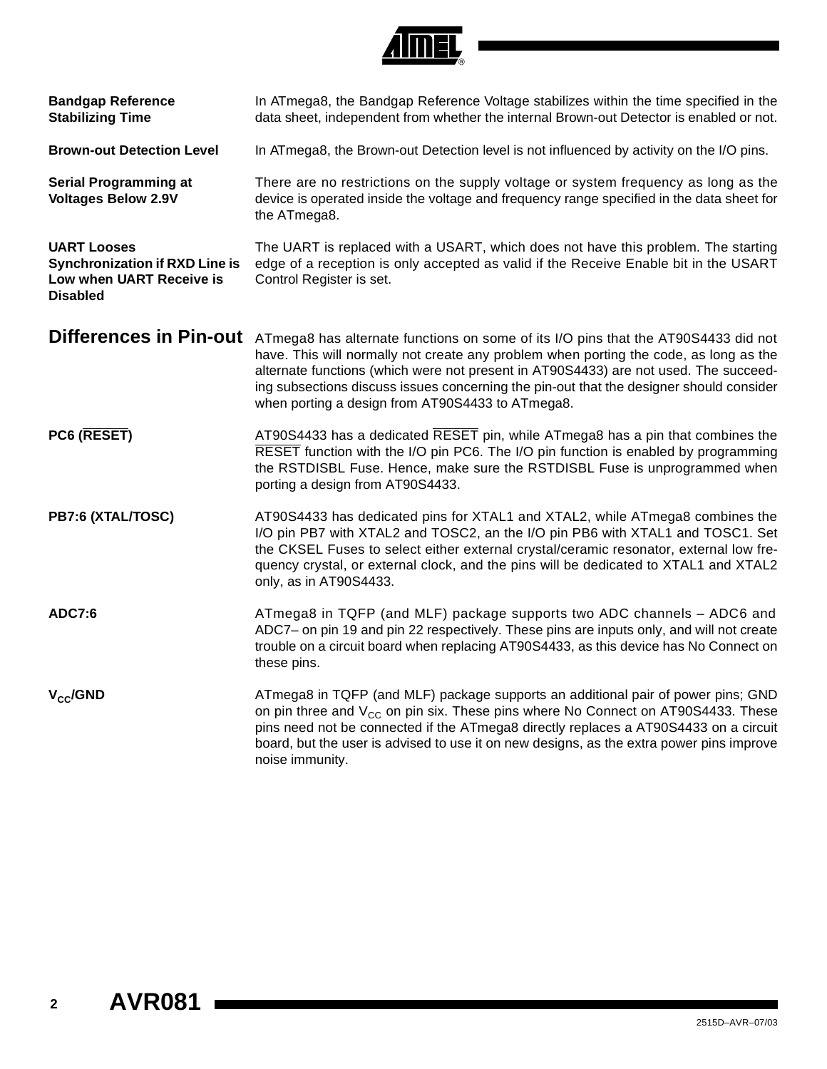### Bandgap Reference Stabilizing Time

In ATmega8, the Bandgap Reference Voltage stabilizes within the time specified in the data sheet, independent from whether the internal Brown-out Detector is enabled or not.

### Brown-out Detection Level

In ATmega8, the Brown-out Detection level is not influenced by activity on the I/O pins.

### Serial Programming at Voltages Below 2.9V

There are no restrictions on the supply voltage or system frequency as long as the device is operated inside the voltage and frequency range specified in the data sheet for the ATmega8.

### UART Looses Synchronization if RXD Line is Low when UART Receive is Disabled

The UART is replaced with a USART, which does not have this problem. The starting edge of a reception is only accepted as valid if the Receive Enable bit in the USART Control Register is set.

## Differences in Pin-out

ATmega8 has alternate functions on some of its I/O pins that the AT90S4433 did not have. This will normally not create any problem when porting the code, as long as the alternate functions (which were not present in AT90S4433) are not used. The succeeding subsections discuss issues concerning the pin-out that the designer should consider when porting a design from AT90S4433 to ATmega8.

### PC6 ($\overline{\text{RESET}}$)

AT90S4433 has a dedicated $\overline{\text{RESET}}$ pin, while ATmega8 has a pin that combines the $\overline{\text{RESET}}$ function with the I/O pin PC6. The I/O pin function is enabled by programming the RSTDISBL Fuse. Hence, make sure the RSTDISBL Fuse is unprogrammed when porting a design from AT90S4433.

### PB7:6 (XTAL/TOSC)

AT90S4433 has dedicated pins for XTAL1 and XTAL2, while ATmega8 combines the I/O pin PB7 with XTAL2 and TOSC2, an the I/O pin PB6 with XTAL1 and TOSC1. Set the CKSEL Fuses to select either external crystal/ceramic resonator, external low frequency crystal, or external clock, and the pins will be dedicated to XTAL1 and XTAL2 only, as in AT90S4433.

### ADC7:6

ATmega8 in TQFP (and MLF) package supports two ADC channels – ADC6 and ADC7– on pin 19 and pin 22 respectively. These pins are inputs only, and will not create trouble on a circuit board when replacing AT90S4433, as this device has No Connect on these pins.

### $V_{CC}$/GND

ATmega8 in TQFP (and MLF) package supports an additional pair of power pins; GND on pin three and $V_{CC}$ on pin six. These pins where No Connect on AT90S4433. These pins need not be connected if the ATmega8 directly replaces a AT90S4433 on a circuit board, but the user is advised to use it on new designs, as the extra power pins improve noise immunity.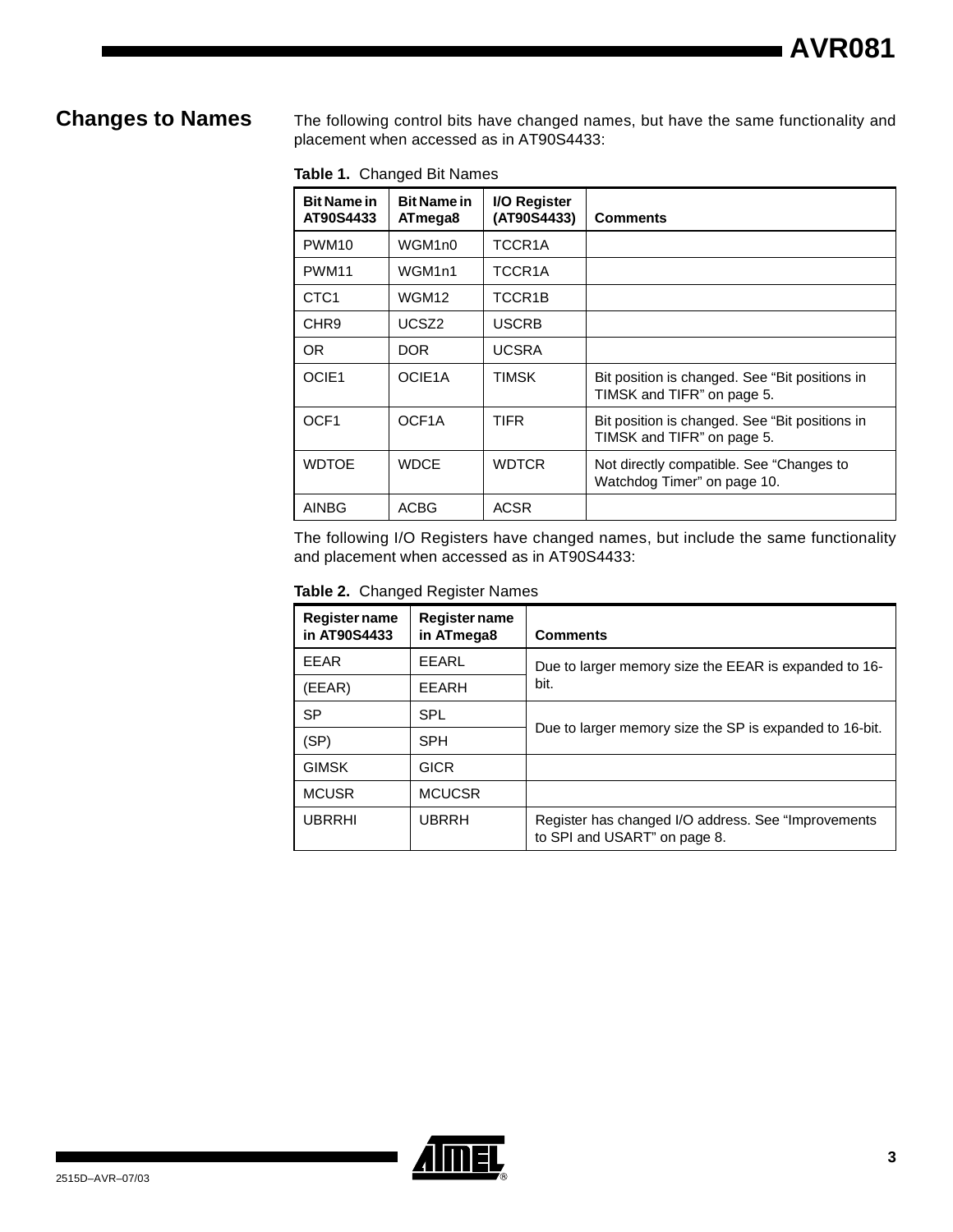## Changes to Names

The following control bits have changed names, but have the same functionality and placement when accessed as in AT90S4433:

**Table 1.** Changed Bit Names

| Bit Name in AT90S4433 | Bit Name in ATmega8 | I/O Register (AT90S4433) | Comments |
|---|---|---|---|
| PWM10 | WGM1n0 | TCCR1A | |
| PWM11 | WGM1n1 | TCCR1A | |
| CTC1 | WGM12 | TCCR1B | |
| CHR9 | UCSZ2 | USCRB | |
| OR | DOR | UCSRA | |
| OCIE1 | OCIE1A | TIMSK | Bit position is changed. See “Bit positions in TIMSK and TIFR” on page 5. |
| OCF1 | OCF1A | TIFR | Bit position is changed. See “Bit positions in TIMSK and TIFR” on page 5. |
| WDTOE | WDCE | WDTCR | Not directly compatible. See “Changes to Watchdog Timer” on page 10. |
| AINBG | ACBG | ACSR | |

The following I/O Registers have changed names, but include the same functionality and placement when accessed as in AT90S4433:

**Table 2.** Changed Register Names

| Register name in AT90S4433 | Register name in ATmega8 | Comments |
|---|---|---|
| EEAR | EEARL | Due to larger memory size the EEAR is expanded to 16-bit. |
| (EEAR) | EEARH | |
| SP | SPL | Due to larger memory size the SP is expanded to 16-bit. |
| (SP) | SPH | |
| GIMSK | GICR | |
| MCUSR | MCUCSR | |
| UBRRHI | UBRRH | Register has changed I/O address. See “Improvements to SPI and USART” on page 8. |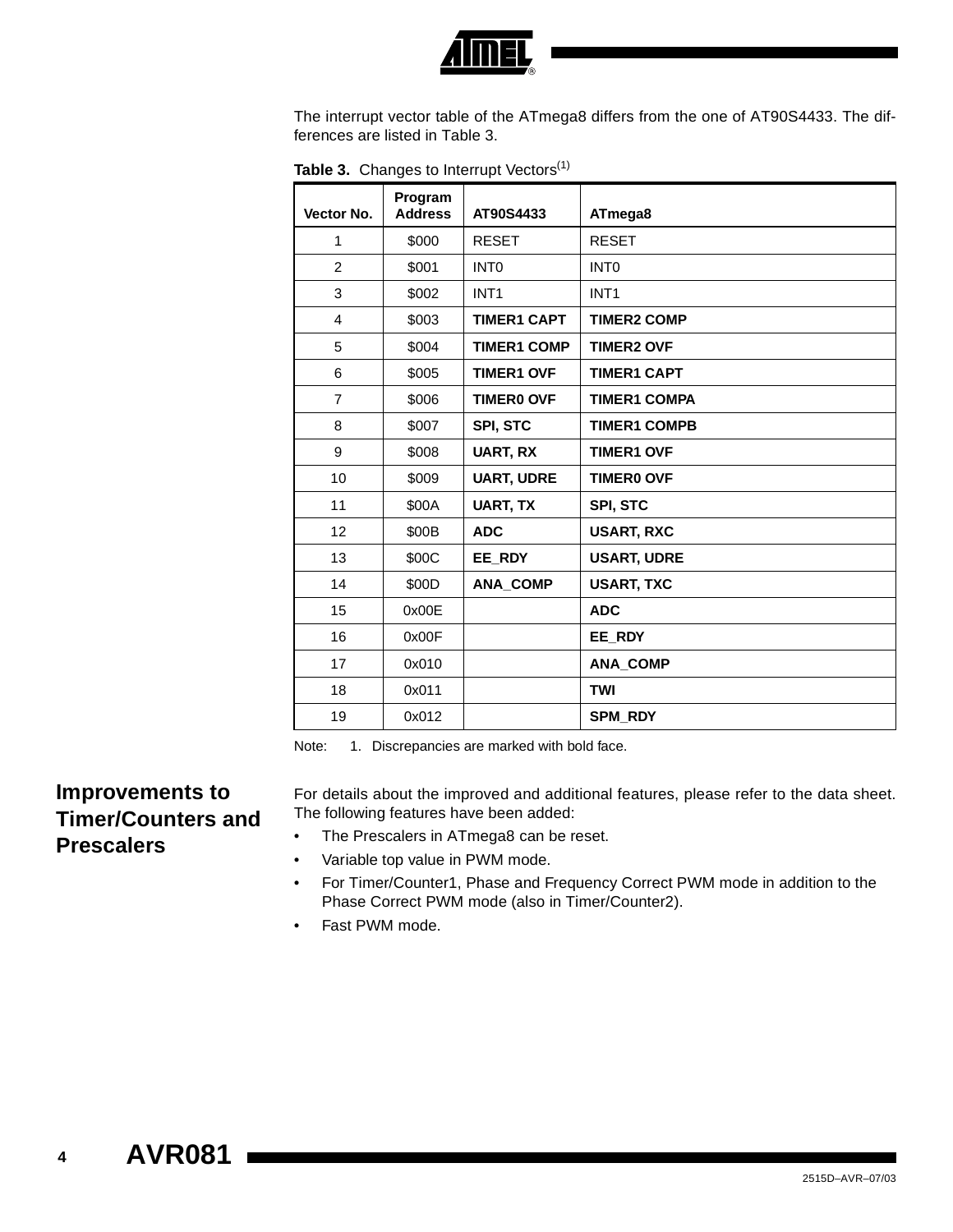The interrupt vector table of the ATmega8 differs from the one of AT90S4433. The differences are listed in Table 3.

**Table 3.** Changes to Interrupt Vectors[1]

| Vector No. | Program Address | AT90S4433 | ATmega8 |
|---|---|---|---|
| 1 | $000 | RESET | RESET |
| 2 | $001 | INT0 | INT0 |
| 3 | $002 | INT1 | INT1 |
| 4 | $003 | **TIMER1 CAPT** | **TIMER2 COMP** |
| 5 | $004 | **TIMER1 COMP** | **TIMER2 OVF** |
| 6 | $005 | **TIMER1 OVF** | **TIMER1 CAPT** |
| 7 | $006 | **TIMER0 OVF** | **TIMER1 COMPA** |
| 8 | $007 | **SPI, STC** | **TIMER1 COMPB** |
| 9 | $008 | **UART, RX** | **TIMER1 OVF** |
| 10 | $009 | **UART, UDRE** | **TIMER0 OVF** |
| 11 | $00A | **UART, TX** | **SPI, STC** |
| 12 | $00B | **ADC** | **USART, RXC** |
| 13 | $00C | **EE_RDY** | **USART, UDRE** |
| 14 | $00D | **ANA_COMP** | **USART, TXC** |
| 15 | 0x00E | | **ADC** |
| 16 | 0x00F | | **EE_RDY** |
| 17 | 0x010 | | **ANA_COMP** |
| 18 | 0x011 | | **TWI** |
| 19 | 0x012 | | **SPM_RDY** |

Note: 1. Discrepancies are marked with bold face.

## Improvements to Timer/Counters and Prescalers

For details about the improved and additional features, please refer to the data sheet. The following features have been added:

- The Prescalers in ATmega8 can be reset.
- Variable top value in PWM mode.
- For Timer/Counter1, Phase and Frequency Correct PWM mode in addition to the Phase Correct PWM mode (also in Timer/Counter2).
- Fast PWM mode.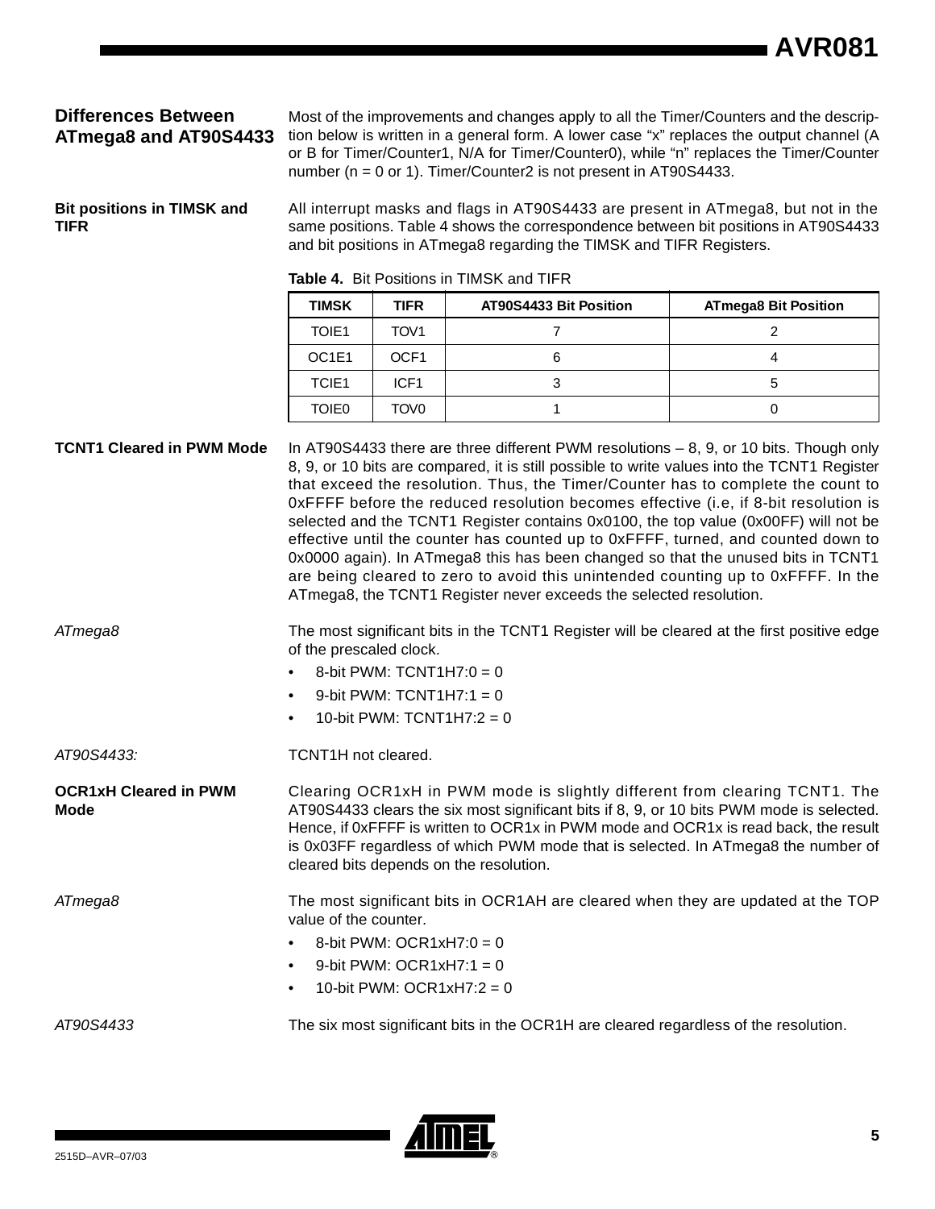## Differences Between ATmega8 and AT90S4433

Most of the improvements and changes apply to all the Timer/Counters and the description below is written in a general form. A lower case “x” replaces the output channel (A or B for Timer/Counter1, N/A for Timer/Counter0), while “n” replaces the Timer/Counter number (n = 0 or 1). Timer/Counter2 is not present in AT90S4433.

### Bit positions in TIMSK and TIFR

All interrupt masks and flags in AT90S4433 are present in ATmega8, but not in the same positions. Table 4 shows the correspondence between bit positions in AT90S4433 and bit positions in ATmega8 regarding the TIMSK and TIFR Registers.

**Table 4.** Bit Positions in TIMSK and TIFR

| TIMSK | TIFR | AT90S4433 Bit Position | ATmega8 Bit Position |
|---|---|---|---|
| TOIE1 | TOV1 | 7 | 2 |
| OC1E1 | OCF1 | 6 | 4 |
| TCIE1 | ICF1 | 3 | 5 |
| TOIE0 | TOV0 | 1 | 0 |

### TCNT1 Cleared in PWM Mode

In AT90S4433 there are three different PWM resolutions – 8, 9, or 10 bits. Though only 8, 9, or 10 bits are compared, it is still possible to write values into the TCNT1 Register that exceed the resolution. Thus, the Timer/Counter has to complete the count to 0xFFFF before the reduced resolution becomes effective (i.e, if 8-bit resolution is selected and the TCNT1 Register contains 0x0100, the top value (0x00FF) will not be effective until the counter has counted up to 0xFFFF, turned, and counted down to 0x0000 again). In ATmega8 this has been changed so that the unused bits in TCNT1 are being cleared to zero to avoid this unintended counting up to 0xFFFF. In the ATmega8, the TCNT1 Register never exceeds the selected resolution.

*ATmega8*

The most significant bits in the TCNT1 Register will be cleared at the first positive edge of the prescaled clock.

- 8-bit PWM: TCNT1H7:0 = 0
- 9-bit PWM: TCNT1H7:1 = 0
- 10-bit PWM: TCNT1H7:2 = 0

*AT90S4433:*

TCNT1H not cleared.

### OCR1xH Cleared in PWM Mode

Clearing OCR1xH in PWM mode is slightly different from clearing TCNT1. The AT90S4433 clears the six most significant bits if 8, 9, or 10 bits PWM mode is selected. Hence, if 0xFFFF is written to OCR1x in PWM mode and OCR1x is read back, the result is 0x03FF regardless of which PWM mode that is selected. In ATmega8 the number of cleared bits depends on the resolution.

*ATmega8*

The most significant bits in OCR1AH are cleared when they are updated at the TOP value of the counter.

- 8-bit PWM: OCR1xH7:0 = 0
- 9-bit PWM: OCR1xH7:1 = 0
- 10-bit PWM: OCR1xH7:2 = 0

*AT90S4433*

The six most significant bits in the OCR1H are cleared regardless of the resolution.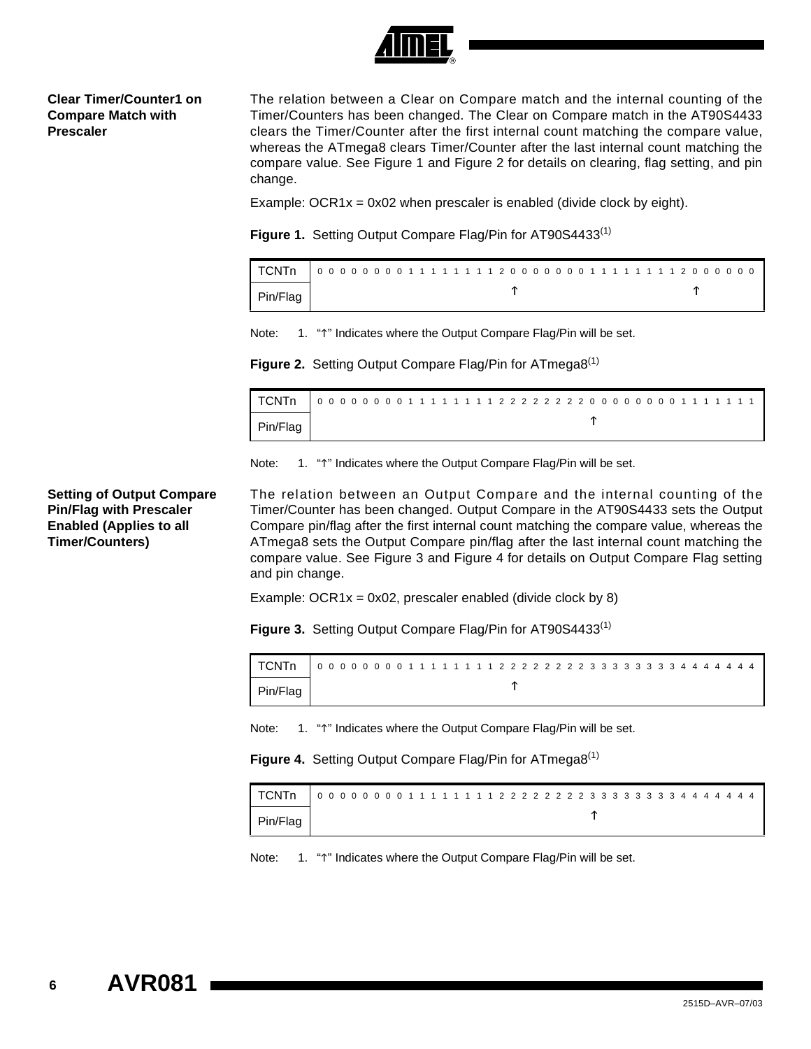## Clear Timer/Counter1 on Compare Match with Prescaler

The relation between a Clear on Compare match and the internal counting of the Timer/Counters has been changed. The Clear on Compare match in the AT90S4433 clears the Timer/Counter after the first internal count matching the compare value, whereas the ATmega8 clears Timer/Counter after the last internal count matching the compare value. See Figure 1 and Figure 2 for details on clearing, flag setting, and pin change.

Example: OCR1x = 0x02 when prescaler is enabled (divide clock by eight).

**Figure 1.** Setting Output Compare Flag/Pin for AT90S4433[(1)]

| TCNTn | 0 0 0 0 0 0 0 0 1 1 1 1 1 1 1 1 2 0 0 0 0 0 0 0 1 1 1 1 1 1 1 1 2 0 0 0 0 0 0 |
|---|---|
| Pin/Flag | ↑ (at first 2) ↑ (at second 2) |

Note: 1. "↑" Indicates where the Output Compare Flag/Pin will be set.

**Figure 2.** Setting Output Compare Flag/Pin for ATmega8[(1)]

| TCNTn | 0 0 0 0 0 0 0 0 1 1 1 1 1 1 1 1 2 2 2 2 2 2 2 2 0 0 0 0 0 0 0 0 1 1 1 1 1 1 1 |
|---|---|
| Pin/Flag | ↑ (at first 0 after the 2s) |

Note: 1. "↑" Indicates where the Output Compare Flag/Pin will be set.

## Setting of Output Compare Pin/Flag with Prescaler Enabled (Applies to all Timer/Counters)

The relation between an Output Compare and the internal counting of the Timer/Counter has been changed. Output Compare in the AT90S4433 sets the Output Compare pin/flag after the first internal count matching the compare value, whereas the ATmega8 sets the Output Compare pin/flag after the last internal count matching the compare value. See Figure 3 and Figure 4 for details on Output Compare Flag setting and pin change.

Example: OCR1x = 0x02, prescaler enabled (divide clock by 8)

**Figure 3.** Setting Output Compare Flag/Pin for AT90S4433[(1)]

| TCNTn | 0 0 0 0 0 0 0 0 1 1 1 1 1 1 1 1 2 2 2 2 2 2 2 2 3 3 3 3 3 3 3 3 4 4 4 4 4 4 4 |
|---|---|
| Pin/Flag | ↑ (at first 2) |

Note: 1. "↑" Indicates where the Output Compare Flag/Pin will be set.

**Figure 4.** Setting Output Compare Flag/Pin for ATmega8[(1)]

| TCNTn | 0 0 0 0 0 0 0 0 1 1 1 1 1 1 1 1 2 2 2 2 2 2 2 2 3 3 3 3 3 3 3 3 4 4 4 4 4 4 4 |
|---|---|
| Pin/Flag | ↑ (at first 3) |

Note: 1. "↑" Indicates where the Output Compare Flag/Pin will be set.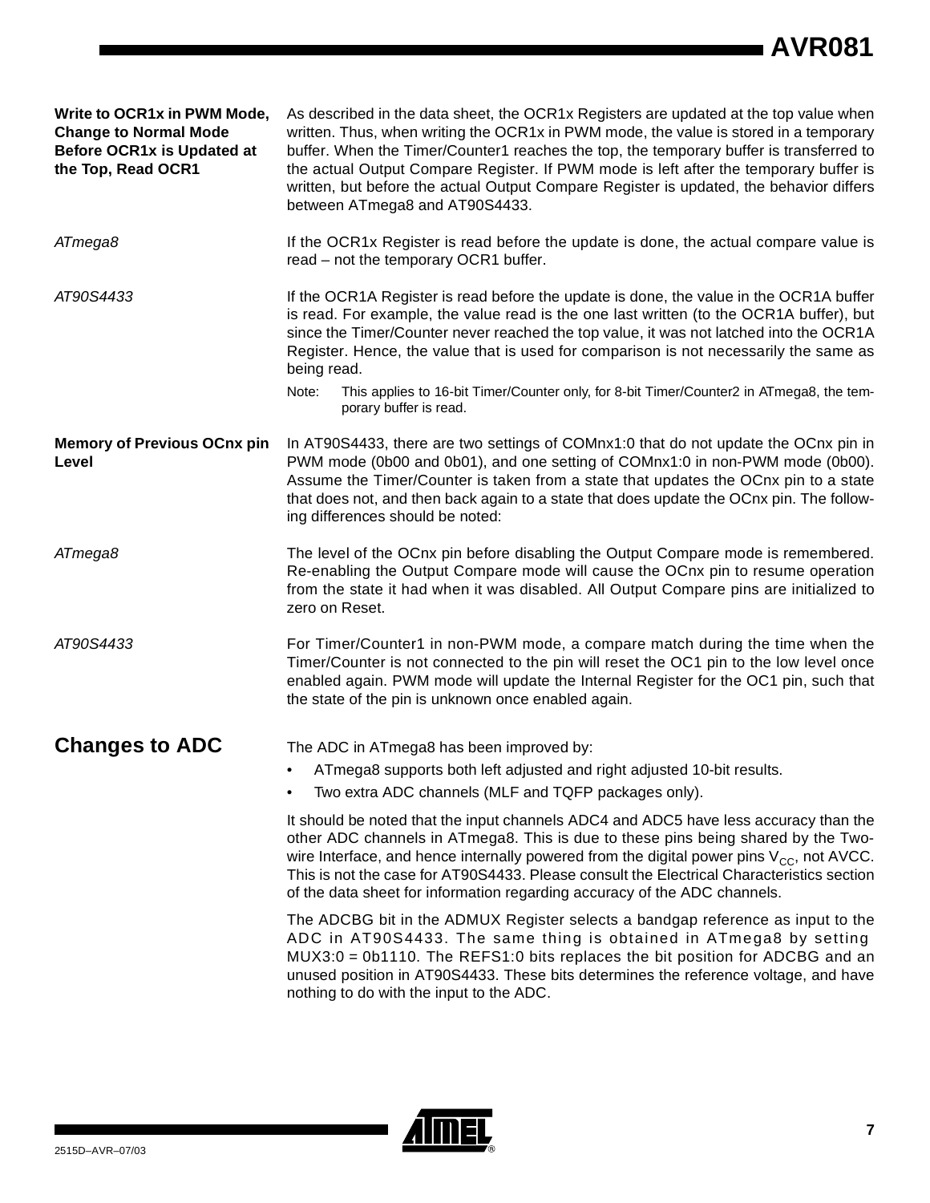### Write to OCR1x in PWM Mode, Change to Normal Mode Before OCR1x is Updated at the Top, Read OCR1

As described in the data sheet, the OCR1x Registers are updated at the top value when written. Thus, when writing the OCR1x in PWM mode, the value is stored in a temporary buffer. When the Timer/Counter1 reaches the top, the temporary buffer is transferred to the actual Output Compare Register. If PWM mode is left after the temporary buffer is written, but before the actual Output Compare Register is updated, the behavior differs between ATmega8 and AT90S4433.

*ATmega8*

If the OCR1x Register is read before the update is done, the actual compare value is read – not the temporary OCR1 buffer.

*AT90S4433*

If the OCR1A Register is read before the update is done, the value in the OCR1A buffer is read. For example, the value read is the one last written (to the OCR1A buffer), but since the Timer/Counter never reached the top value, it was not latched into the OCR1A Register. Hence, the value that is used for comparison is not necessarily the same as being read.

Note: This applies to 16-bit Timer/Counter only, for 8-bit Timer/Counter2 in ATmega8, the temporary buffer is read.

### Memory of Previous OCnx pin Level

In AT90S4433, there are two settings of COMnx1:0 that do not update the OCnx pin in PWM mode (0b00 and 0b01), and one setting of COMnx1:0 in non-PWM mode (0b00). Assume the Timer/Counter is taken from a state that updates the OCnx pin to a state that does not, and then back again to a state that does update the OCnx pin. The following differences should be noted:

*ATmega8*

The level of the OCnx pin before disabling the Output Compare mode is remembered. Re-enabling the Output Compare mode will cause the OCnx pin to resume operation from the state it had when it was disabled. All Output Compare pins are initialized to zero on Reset.

*AT90S4433*

For Timer/Counter1 in non-PWM mode, a compare match during the time when the Timer/Counter is not connected to the pin will reset the OC1 pin to the low level once enabled again. PWM mode will update the Internal Register for the OC1 pin, such that the state of the pin is unknown once enabled again.

## Changes to ADC

The ADC in ATmega8 has been improved by:

- ATmega8 supports both left adjusted and right adjusted 10-bit results.
- Two extra ADC channels (MLF and TQFP packages only).

It should be noted that the input channels ADC4 and ADC5 have less accuracy than the other ADC channels in ATmega8. This is due to these pins being shared by the Two-wire Interface, and hence internally powered from the digital power pins $V_{CC}$, not AVCC. This is not the case for AT90S4433. Please consult the Electrical Characteristics section of the data sheet for information regarding accuracy of the ADC channels.

The ADCBG bit in the ADMUX Register selects a bandgap reference as input to the ADC in AT90S4433. The same thing is obtained in ATmega8 by setting MUX3:0 = 0b1110. The REFS1:0 bits replaces the bit position for ADCBG and an unused position in AT90S4433. These bits determines the reference voltage, and have nothing to do with the input to the ADC.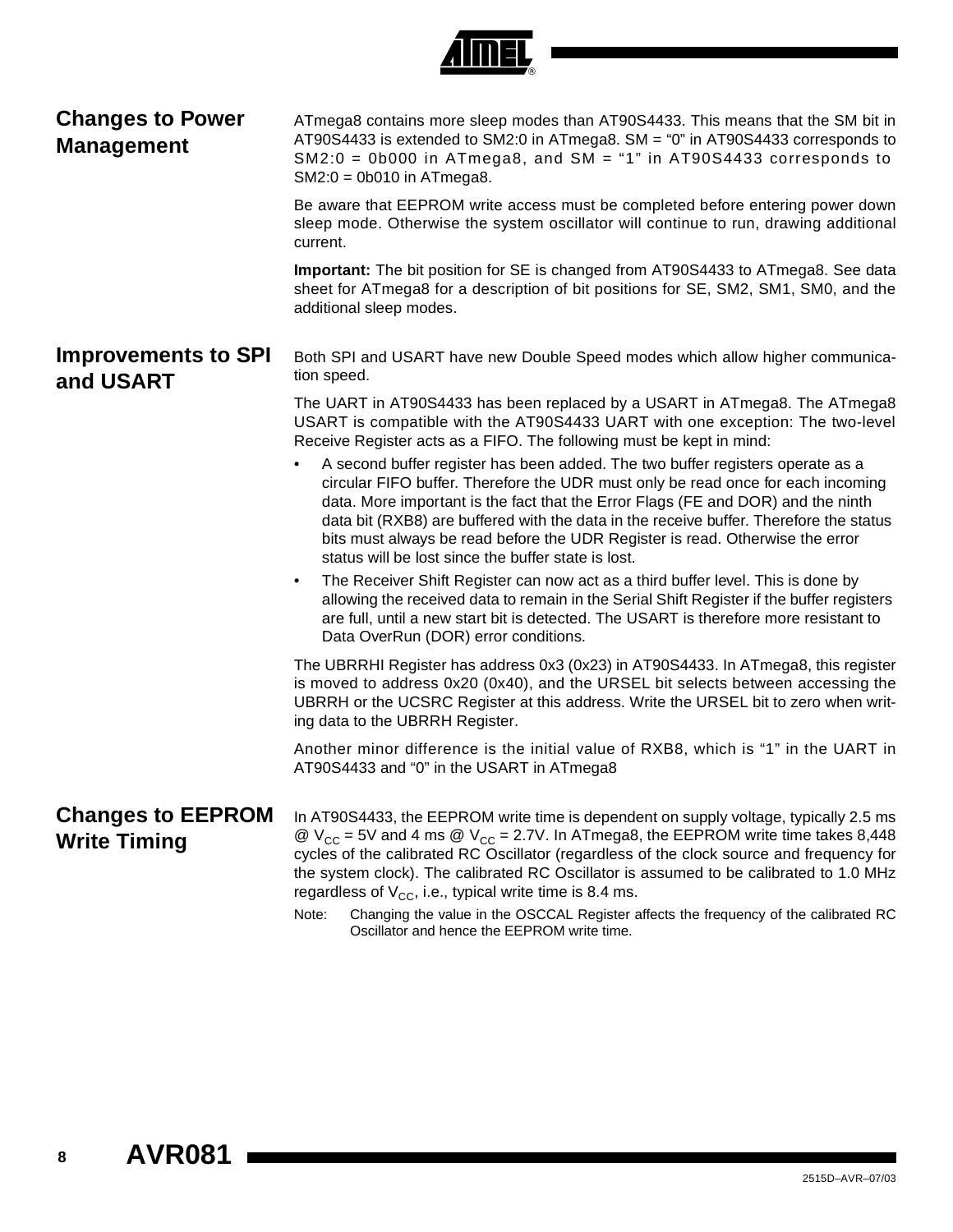## Changes to Power Management

ATmega8 contains more sleep modes than AT90S4433. This means that the SM bit in AT90S4433 is extended to SM2:0 in ATmega8. SM = “0” in AT90S4433 corresponds to SM2:0 = 0b000 in ATmega8, and SM = “1” in AT90S4433 corresponds to SM2:0 = 0b010 in ATmega8.

Be aware that EEPROM write access must be completed before entering power down sleep mode. Otherwise the system oscillator will continue to run, drawing additional current.

**Important:** The bit position for SE is changed from AT90S4433 to ATmega8. See data sheet for ATmega8 for a description of bit positions for SE, SM2, SM1, SM0, and the additional sleep modes.

## Improvements to SPI and USART

Both SPI and USART have new Double Speed modes which allow higher communication speed.

The UART in AT90S4433 has been replaced by a USART in ATmega8. The ATmega8 USART is compatible with the AT90S4433 UART with one exception: The two-level Receive Register acts as a FIFO. The following must be kept in mind:

- A second buffer register has been added. The two buffer registers operate as a circular FIFO buffer. Therefore the UDR must only be read once for each incoming data. More important is the fact that the Error Flags (FE and DOR) and the ninth data bit (RXB8) are buffered with the data in the receive buffer. Therefore the status bits must always be read before the UDR Register is read. Otherwise the error status will be lost since the buffer state is lost.
- The Receiver Shift Register can now act as a third buffer level. This is done by allowing the received data to remain in the Serial Shift Register if the buffer registers are full, until a new start bit is detected. The USART is therefore more resistant to Data OverRun (DOR) error conditions.

The UBRRHI Register has address 0x3 (0x23) in AT90S4433. In ATmega8, this register is moved to address 0x20 (0x40), and the URSEL bit selects between accessing the UBRRH or the UCSRC Register at this address. Write the URSEL bit to zero when writing data to the UBRRH Register.

Another minor difference is the initial value of RXB8, which is “1” in the UART in AT90S4433 and “0” in the USART in ATmega8

## Changes to EEPROM Write Timing

In AT90S4433, the EEPROM write time is dependent on supply voltage, typically 2.5 ms @ $V_{CC}$ = 5V and 4 ms @ $V_{CC}$ = 2.7V. In ATmega8, the EEPROM write time takes 8,448 cycles of the calibrated RC Oscillator (regardless of the clock source and frequency for the system clock). The calibrated RC Oscillator is assumed to be calibrated to 1.0 MHz regardless of $V_{CC}$, i.e., typical write time is 8.4 ms.

Note: Changing the value in the OSCCAL Register affects the frequency of the calibrated RC Oscillator and hence the EEPROM write time.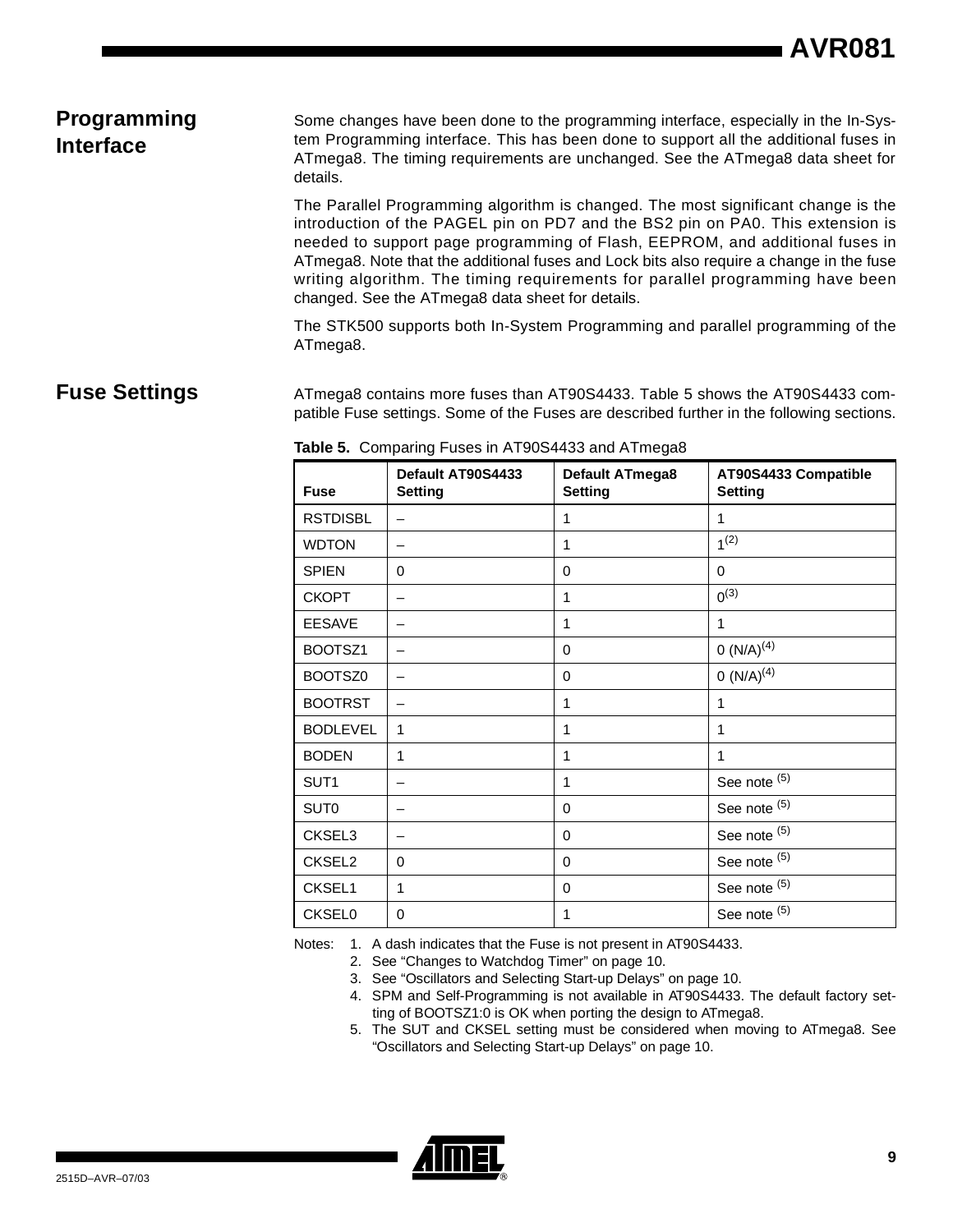## Programming Interface

Some changes have been done to the programming interface, especially in the In-System Programming interface. This has been done to support all the additional fuses in ATmega8. The timing requirements are unchanged. See the ATmega8 data sheet for details.

The Parallel Programming algorithm is changed. The most significant change is the introduction of the PAGEL pin on PD7 and the BS2 pin on PA0. This extension is needed to support page programming of Flash, EEPROM, and additional fuses in ATmega8. Note that the additional fuses and Lock bits also require a change in the fuse writing algorithm. The timing requirements for parallel programming have been changed. See the ATmega8 data sheet for details.

The STK500 supports both In-System Programming and parallel programming of the ATmega8.

## Fuse Settings

ATmega8 contains more fuses than AT90S4433. Table 5 shows the AT90S4433 compatible Fuse settings. Some of the Fuses are described further in the following sections.

**Table 5.** Comparing Fuses in AT90S4433 and ATmega8

| Fuse | Default AT90S4433 Setting | Default ATmega8 Setting | AT90S4433 Compatible Setting |
|---|---|---|---|
| RSTDISBL | – | 1 | 1 |
| WDTON | – | 1 | 1(2) |
| SPIEN | 0 | 0 | 0 |
| CKOPT | – | 1 | 0(3) |
| EESAVE | – | 1 | 1 |
| BOOTSZ1 | – | 0 | 0 (N/A)(4) |
| BOOTSZ0 | – | 0 | 0 (N/A)(4) |
| BOOTRST | – | 1 | 1 |
| BODLEVEL | 1 | 1 | 1 |
| BODEN | 1 | 1 | 1 |
| SUT1 | – | 1 | See note (5) |
| SUT0 | – | 0 | See note (5) |
| CKSEL3 | – | 0 | See note (5) |
| CKSEL2 | 0 | 0 | See note (5) |
| CKSEL1 | 1 | 0 | See note (5) |
| CKSEL0 | 0 | 1 | See note (5) |

Notes:
1. A dash indicates that the Fuse is not present in AT90S4433.
2. See "Changes to Watchdog Timer" on page 10.
3. See "Oscillators and Selecting Start-up Delays" on page 10.
4. SPM and Self-Programming is not available in AT90S4433. The default factory setting of BOOTSZ1:0 is OK when porting the design to ATmega8.
5. The SUT and CKSEL setting must be considered when moving to ATmega8. See "Oscillators and Selecting Start-up Delays" on page 10.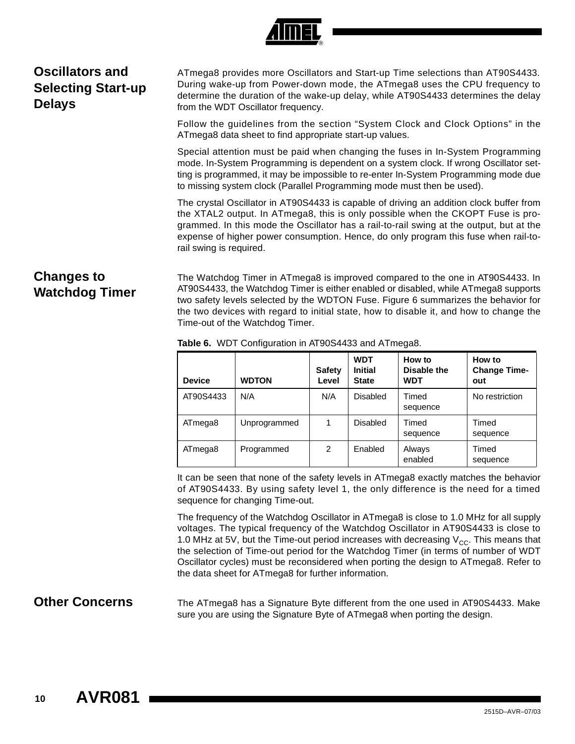## Oscillators and Selecting Start-up Delays

ATmega8 provides more Oscillators and Start-up Time selections than AT90S4433. During wake-up from Power-down mode, the ATmega8 uses the CPU frequency to determine the duration of the wake-up delay, while AT90S4433 determines the delay from the WDT Oscillator frequency.

Follow the guidelines from the section "System Clock and Clock Options" in the ATmega8 data sheet to find appropriate start-up values.

Special attention must be paid when changing the fuses in In-System Programming mode. In-System Programming is dependent on a system clock. If wrong Oscillator setting is programmed, it may be impossible to re-enter In-System Programming mode due to missing system clock (Parallel Programming mode must then be used).

The crystal Oscillator in AT90S4433 is capable of driving an addition clock buffer from the XTAL2 output. In ATmega8, this is only possible when the CKOPT Fuse is programmed. In this mode the Oscillator has a rail-to-rail swing at the output, but at the expense of higher power consumption. Hence, do only program this fuse when rail-to-rail swing is required.

## Changes to Watchdog Timer

The Watchdog Timer in ATmega8 is improved compared to the one in AT90S4433. In AT90S4433, the Watchdog Timer is either enabled or disabled, while ATmega8 supports two safety levels selected by the WDTON Fuse. Figure 6 summarizes the behavior for the two devices with regard to initial state, how to disable it, and how to change the Time-out of the Watchdog Timer.

**Table 6.** WDT Configuration in AT90S4433 and ATmega8.

| Device | WDTON | Safety Level | WDT Initial State | How to Disable the WDT | How to Change Time-out |
|---|---|---|---|---|---|
| AT90S4433 | N/A | N/A | Disabled | Timed sequence | No restriction |
| ATmega8 | Unprogrammed | 1 | Disabled | Timed sequence | Timed sequence |
| ATmega8 | Programmed | 2 | Enabled | Always enabled | Timed sequence |

It can be seen that none of the safety levels in ATmega8 exactly matches the behavior of AT90S4433. By using safety level 1, the only difference is the need for a timed sequence for changing Time-out.

The frequency of the Watchdog Oscillator in ATmega8 is close to 1.0 MHz for all supply voltages. The typical frequency of the Watchdog Oscillator in AT90S4433 is close to 1.0 MHz at 5V, but the Time-out period increases with decreasing $V_{CC}$. This means that the selection of Time-out period for the Watchdog Timer (in terms of number of WDT Oscillator cycles) must be reconsidered when porting the design to ATmega8. Refer to the data sheet for ATmega8 for further information.

## Other Concerns

The ATmega8 has a Signature Byte different from the one used in AT90S4433. Make sure you are using the Signature Byte of ATmega8 when porting the design.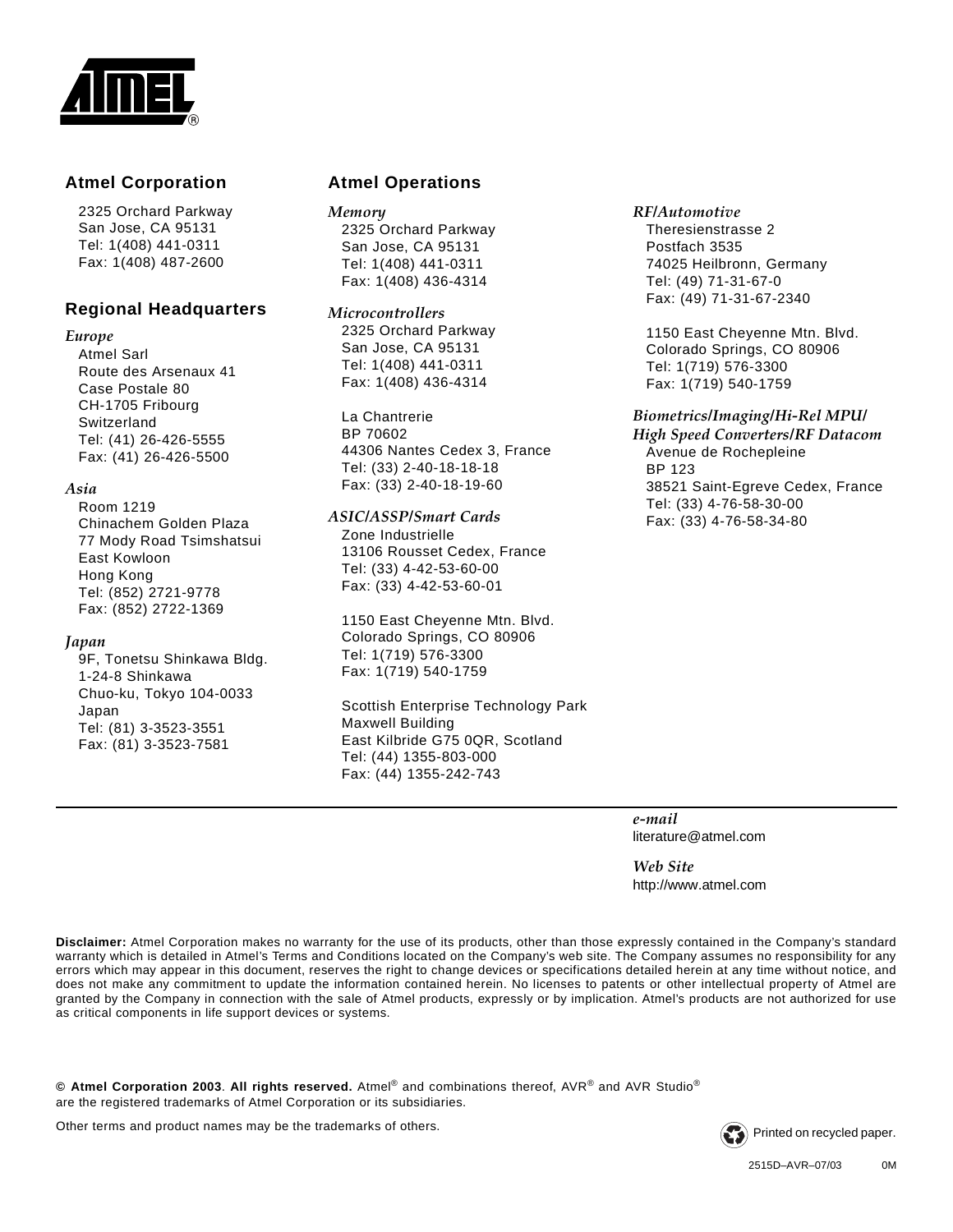## Atmel Corporation

2325 Orchard Parkway
San Jose, CA 95131
Tel: 1(408) 441-0311
Fax: 1(408) 487-2600

## Regional Headquarters

*Europe*

Atmel Sarl
Route des Arsenaux 41
Case Postale 80
CH-1705 Fribourg
Switzerland
Tel: (41) 26-426-5555
Fax: (41) 26-426-5500

*Asia*

Room 1219
Chinachem Golden Plaza
77 Mody Road Tsimshatsui
East Kowloon
Hong Kong
Tel: (852) 2721-9778
Fax: (852) 2722-1369

*Japan*

9F, Tonetsu Shinkawa Bldg.
1-24-8 Shinkawa
Chuo-ku, Tokyo 104-0033
Japan
Tel: (81) 3-3523-3551
Fax: (81) 3-3523-7581

## Atmel Operations

*Memory*

2325 Orchard Parkway
San Jose, CA 95131
Tel: 1(408) 441-0311
Fax: 1(408) 436-4314

*Microcontrollers*

2325 Orchard Parkway
San Jose, CA 95131
Tel: 1(408) 441-0311
Fax: 1(408) 436-4314

La Chantrerie
BP 70602
44306 Nantes Cedex 3, France
Tel: (33) 2-40-18-18-18
Fax: (33) 2-40-18-19-60

*ASIC/ASSP/Smart Cards*

Zone Industrielle
13106 Rousset Cedex, France
Tel: (33) 4-42-53-60-00
Fax: (33) 4-42-53-60-01

1150 East Cheyenne Mtn. Blvd.
Colorado Springs, CO 80906
Tel: 1(719) 576-3300
Fax: 1(719) 540-1759

Scottish Enterprise Technology Park
Maxwell Building
East Kilbride G75 0QR, Scotland
Tel: (44) 1355-803-000
Fax: (44) 1355-242-743

*RF/Automotive*

Theresienstrasse 2
Postfach 3535
74025 Heilbronn, Germany
Tel: (49) 71-31-67-0
Fax: (49) 71-31-67-2340

1150 East Cheyenne Mtn. Blvd.
Colorado Springs, CO 80906
Tel: 1(719) 576-3300
Fax: 1(719) 540-1759

*Biometrics/Imaging/Hi-Rel MPU/ High Speed Converters/RF Datacom*

Avenue de Rochepleine
BP 123
38521 Saint-Egreve Cedex, France
Tel: (33) 4-76-58-30-00
Fax: (33) 4-76-58-34-80

---

*e-mail*
literature@atmel.com

*Web Site*
http://www.atmel.com

**Disclaimer:** Atmel Corporation makes no warranty for the use of its products, other than those expressly contained in the Company's standard warranty which is detailed in Atmel's Terms and Conditions located on the Company's web site. The Company assumes no responsibility for any errors which may appear in this document, reserves the right to change devices or specifications detailed herein at any time without notice, and does not make any commitment to update the information contained herein. No licenses to patents or other intellectual property of Atmel are granted by the Company in connection with the sale of Atmel products, expressly or by implication. Atmel's products are not authorized for use as critical components in life support devices or systems.

**© Atmel Corporation 2003**. **All rights reserved.** Atmel® and combinations thereof, AVR® and AVR Studio® are the registered trademarks of Atmel Corporation or its subsidiaries.

Other terms and product names may be the trademarks of others.

Printed on recycled paper.

2515D–AVR–07/03 0M